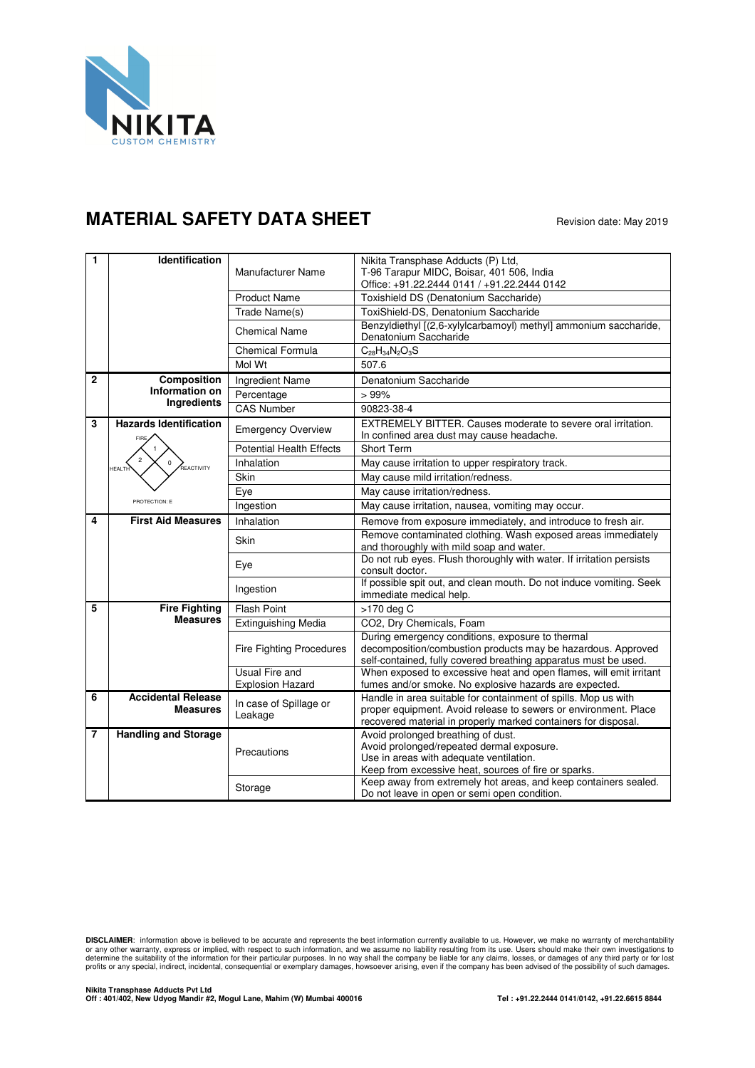NIKITA
CUSTOM CHEMISTRY

# MATERIAL SAFETY DATA SHEET

Revision date: May 2019

| | | | |
|---|---|---|---|
| **1** | **Identification** | Manufacturer Name | Nikita Transphase Adducts (P) Ltd, T-96 Tarapur MIDC, Boisar, 401 506, India Office: +91.22.2444 0141 / +91.22.2444 0142 |
| | | Product Name | Toxishield DS (Denatonium Saccharide) |
| | | Trade Name(s) | ToxiShield-DS, Denatonium Saccharide |
| | | Chemical Name | Benzyldiethyl [(2,6-xylylcarbamoyl) methyl] ammonium saccharide, Denatonium Saccharide |
| | | Chemical Formula | $C_{28}H_{34}N_2O_3S$ |
| | | Mol Wt | 507.6 |
| **2** | **Composition Information on Ingredients** | Ingredient Name | Denatonium Saccharide |
| | | Percentage | > 99% |
| | | CAS Number | 90823-38-4 |
| **3** | **Hazards Identification** (FIRE: 1, HEALTH: 2, REACTIVITY: 0, PROTECTION: E) | Emergency Overview | EXTREMELY BITTER. Causes moderate to severe oral irritation. In confined area dust may cause headache. |
| | | Potential Health Effects | Short Term |
| | | Inhalation | May cause irritation to upper respiratory track. |
| | | Skin | May cause mild irritation/redness. |
| | | Eye | May cause irritation/redness. |
| | | Ingestion | May cause irritation, nausea, vomiting may occur. |
| **4** | **First Aid Measures** | Inhalation | Remove from exposure immediately, and introduce to fresh air. |
| | | Skin | Remove contaminated clothing. Wash exposed areas immediately and thoroughly with mild soap and water. |
| | | Eye | Do not rub eyes. Flush thoroughly with water. If irritation persists consult doctor. |
| | | Ingestion | If possible spit out, and clean mouth. Do not induce vomiting. Seek immediate medical help. |
| **5** | **Fire Fighting Measures** | Flash Point | >170 deg C |
| | | Extinguishing Media | CO2, Dry Chemicals, Foam |
| | | Fire Fighting Procedures | During emergency conditions, exposure to thermal decomposition/combustion products may be hazardous. Approved self-contained, fully covered breathing apparatus must be used. |
| | | Usual Fire and Explosion Hazard | When exposed to excessive heat and open flames, will emit irritant fumes and/or smoke. No explosive hazards are expected. |
| **6** | **Accidental Release Measures** | In case of Spillage or Leakage | Handle in area suitable for containment of spills. Mop us with proper equipment. Avoid release to sewers or environment. Place recovered material in properly marked containers for disposal. |
| **7** | **Handling and Storage** | Precautions | Avoid prolonged breathing of dust. Avoid prolonged/repeated dermal exposure. Use in areas with adequate ventilation. Keep from excessive heat, sources of fire or sparks. |
| | | Storage | Keep away from extremely hot areas, and keep containers sealed. Do not leave in open or semi open condition. |

**DISCLAIMER**: information above is believed to be accurate and represents the best information currently available to us. However, we make no warranty of merchantability or any other warranty, express or implied, with respect to such information, and we assume no liability resulting from its use. Users should make their own investigations to determine the suitability of the information for their particular purposes. In no way shall the company be liable for any claims, losses, or damages of any third party or for lost profits or any special, indirect, incidental, consequential or exemplary damages, howsoever arising, even if the company has been advised of the possibility of such damages.

**Nikita Transphase Adducts Pvt Ltd**
**Off : 401/402, New Udyog Mandir #2, Mogul Lane, Mahim (W) Mumbai 400016** **Tel : +91.22.2444 0141/0142, +91.22.6615 8844**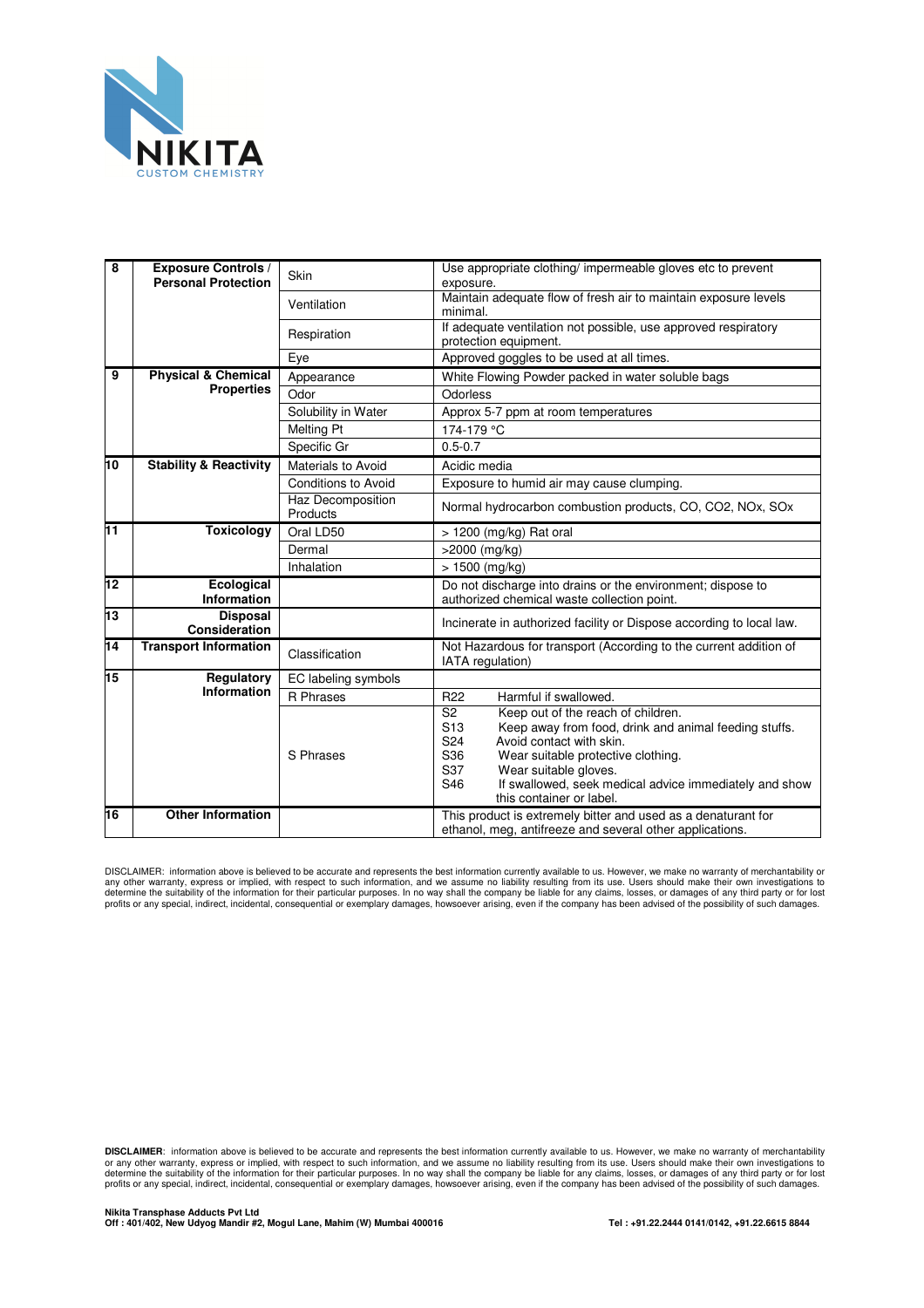| | | | |
|---|---|---|---|
| 8 | **Exposure Controls / Personal Protection** | Skin | Use appropriate clothing/ impermeable gloves etc to prevent exposure. |
| | | Ventilation | Maintain adequate flow of fresh air to maintain exposure levels minimal. |
| | | Respiration | If adequate ventilation not possible, use approved respiratory protection equipment. |
| | | Eye | Approved goggles to be used at all times. |
| 9 | **Physical & Chemical Properties** | Appearance | White Flowing Powder packed in water soluble bags |
| | | Odor | Odorless |
| | | Solubility in Water | Approx 5-7 ppm at room temperatures |
| | | Melting Pt | 174-179 °C |
| | | Specific Gr | 0.5-0.7 |
| 10 | **Stability & Reactivity** | Materials to Avoid | Acidic media |
| | | Conditions to Avoid | Exposure to humid air may cause clumping. |
| | | Haz Decomposition Products | Normal hydrocarbon combustion products, CO, $CO_2$, $NO_x$, $SO_x$ |
| 11 | **Toxicology** | Oral LD50 | > 1200 (mg/kg) Rat oral |
| | | Dermal | >2000 (mg/kg) |
| | | Inhalation | > 1500 (mg/kg) |
| 12 | **Ecological Information** | | Do not discharge into drains or the environment; dispose to authorized chemical waste collection point. |
| 13 | **Disposal Consideration** | | Incinerate in authorized facility or Dispose according to local law. |
| 14 | **Transport Information** | Classification | Not Hazardous for transport (According to the current addition of IATA regulation) |
| 15 | **Regulatory Information** | EC labeling symbols | |
| | | R Phrases | R22 Harmful if swallowed. |
| | | S Phrases | S2 Keep out of the reach of children.<br>S13 Keep away from food, drink and animal feeding stuffs.<br>S24 Avoid contact with skin.<br>S36 Wear suitable protective clothing.<br>S37 Wear suitable gloves.<br>S46 If swallowed, seek medical advice immediately and show this container or label. |
| 16 | **Other Information** | | This product is extremely bitter and used as a denaturant for ethanol, meg, antifreeze and several other applications. |

DISCLAIMER: information above is believed to be accurate and represents the best information currently available to us. However, we make no warranty of merchantability or any other warranty, express or implied, with respect to such information, and we assume no liability resulting from its use. Users should make their own investigations to determine the suitability of the information for their particular purposes. In no way shall the company be liable for any claims, losses, or damages of any third party or for lost profits or any special, indirect, incidental, consequential or exemplary damages, howsoever arising, even if the company has been advised of the possibility of such damages.

**DISCLAIMER**: information above is believed to be accurate and represents the best information currently available to us. However, we make no warranty of merchantability or any other warranty, express or implied, with respect to such information, and we assume no liability resulting from its use. Users should make their own investigations to determine the suitability of the information for their particular purposes. In no way shall the company be liable for any claims, losses, or damages of any third party or for lost profits or any special, indirect, incidental, consequential or exemplary damages, howsoever arising, even if the company has been advised of the possibility of such damages.

**Nikita Transphase Adducts Pvt Ltd**
**Off : 401/402, New Udyog Mandir #2, Mogul Lane, Mahim (W) Mumbai 400016** **Tel : +91.22.2444 0141/0142, +91.22.6615 8844**